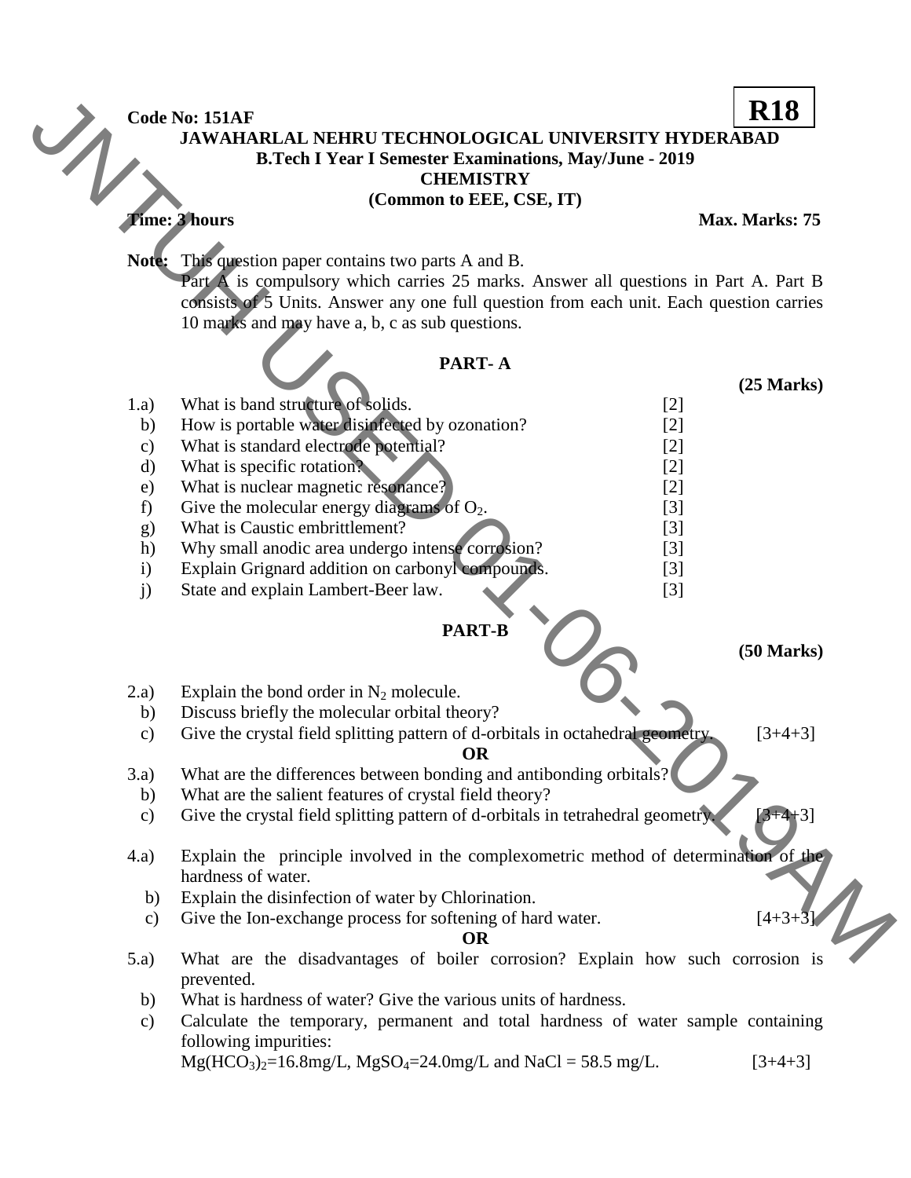**Code No: 151AF** **R18**

# JAWAHARLAL NEHRU TECHNOLOGICAL UNIVERSITY HYDERABAD

## B.Tech I Year I Semester Examinations, May/June - 2019

## CHEMISTRY

## (Common to EEE, CSE, IT)

**Time: 3 hours** **Max. Marks: 75**

**Note:** This question paper contains two parts A and B.
Part A is compulsory which carries 25 marks. Answer all questions in Part A. Part B consists of 5 Units. Answer any one full question from each unit. Each question carries 10 marks and may have a, b, c as sub questions.

### PART- A

**(25 Marks)**

1.a) What is band structure of solids. [2]
b) How is portable water disinfected by ozonation? [2]
c) What is standard electrode potential? [2]
d) What is specific rotation? [2]
e) What is nuclear magnetic resonance? [2]
f) Give the molecular energy diagrams of $O_2$. [3]
g) What is Caustic embrittlement? [3]
h) Why small anodic area undergo intense corrosion? [3]
i) Explain Grignard addition on carbonyl compounds. [3]
j) State and explain Lambert-Beer law. [3]

### PART-B

**(50 Marks)**

2.a) Explain the bond order in $N_2$ molecule.
b) Discuss briefly the molecular orbital theory?
c) Give the crystal field splitting pattern of d-orbitals in octahedral geometry. [3+4+3]

**OR**

3.a) What are the differences between bonding and antibonding orbitals?
b) What are the salient features of crystal field theory?
c) Give the crystal field splitting pattern of d-orbitals in tetrahedral geometry. [3+4+3]

4.a) Explain the principle involved in the complexometric method of determination of the hardness of water.
b) Explain the disinfection of water by Chlorination.
c) Give the Ion-exchange process for softening of hard water. [4+3+3]

**OR**

5.a) What are the disadvantages of boiler corrosion? Explain how such corrosion is prevented.
b) What is hardness of water? Give the various units of hardness.
c) Calculate the temporary, permanent and total hardness of water sample containing following impurities:
$Mg(HCO_3)_2$=16.8mg/L, $MgSO_4$=24.0mg/L and NaCl = 58.5 mg/L. [3+4+3]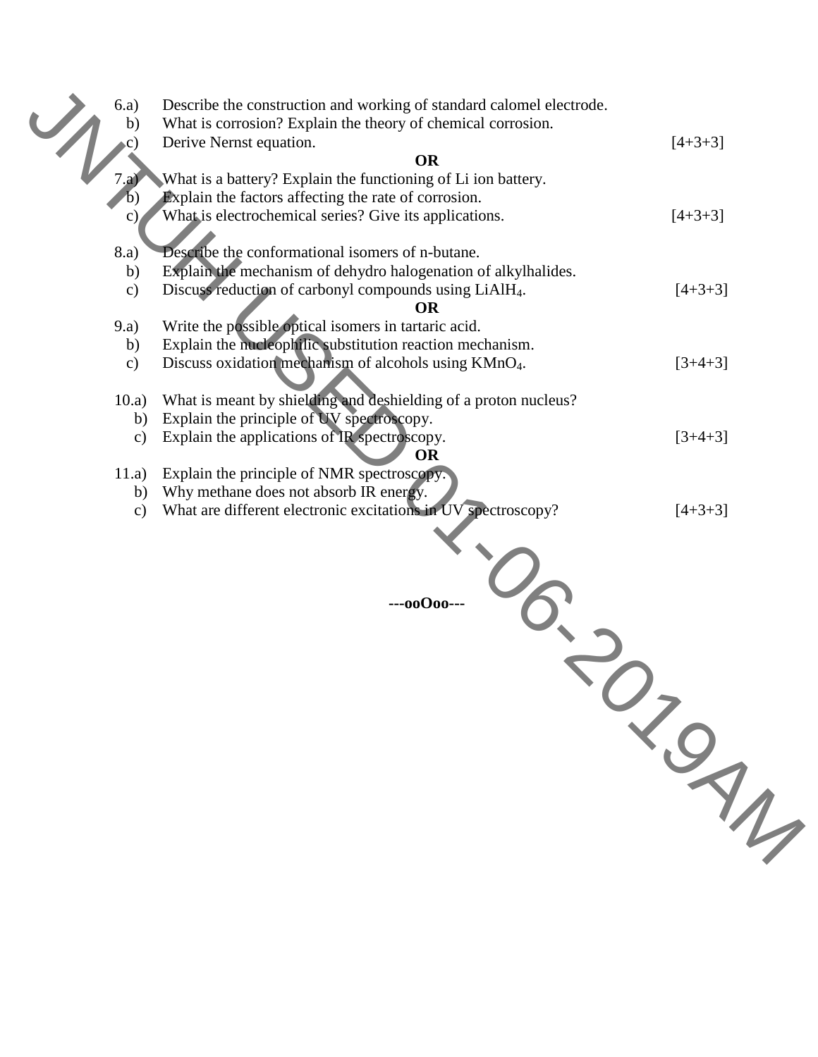6.a) Describe the construction and working of standard calomel electrode.
b) What is corrosion? Explain the theory of chemical corrosion.
c) Derive Nernst equation. [4+3+3]

**OR**

7.a) What is a battery? Explain the functioning of Li ion battery.
b) Explain the factors affecting the rate of corrosion.
c) What is electrochemical series? Give its applications. [4+3+3]

8.a) Describe the conformational isomers of n-butane.
b) Explain the mechanism of dehydro halogenation of alkylhalides.
c) Discuss reduction of carbonyl compounds using $LiAlH_4$. [4+3+3]

**OR**

9.a) Write the possible optical isomers in tartaric acid.
b) Explain the nucleophilic substitution reaction mechanism.
c) Discuss oxidation mechanism of alcohols using $KMnO_4$. [3+4+3]

10.a) What is meant by shielding and deshielding of a proton nucleus?
b) Explain the principle of UV spectroscopy.
c) Explain the applications of IR spectroscopy. [3+4+3]

**OR**

11.a) Explain the principle of NMR spectroscopy.
b) Why methane does not absorb IR energy.
c) What are different electronic excitations in UV spectroscopy? [4+3+3]

**---ooOoo---**